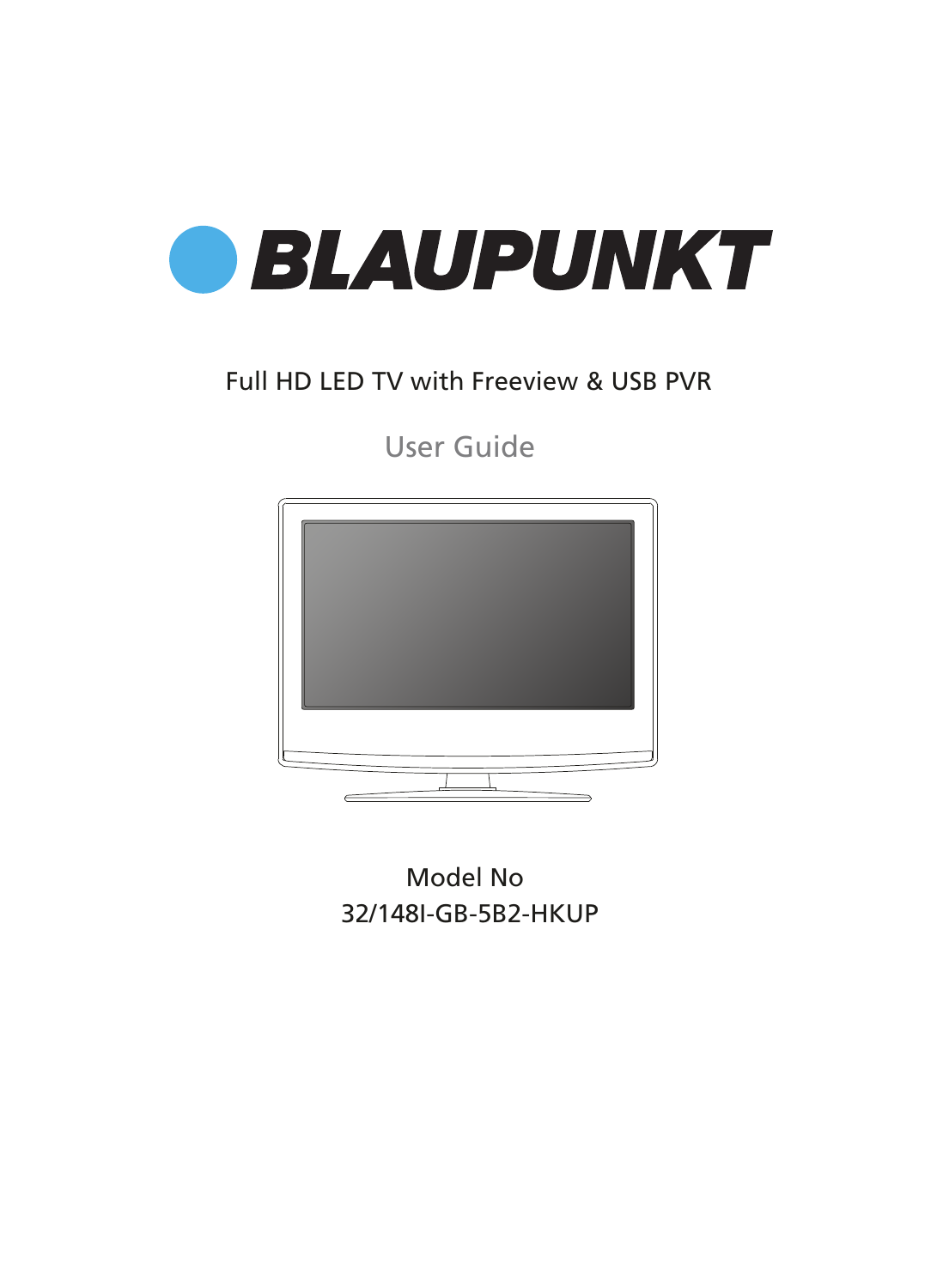# BLAUPUNKT

Full HD LED TV with Freeview & USB PVR

## User Guide

Model No

32/148I-GB-5B2-HKUP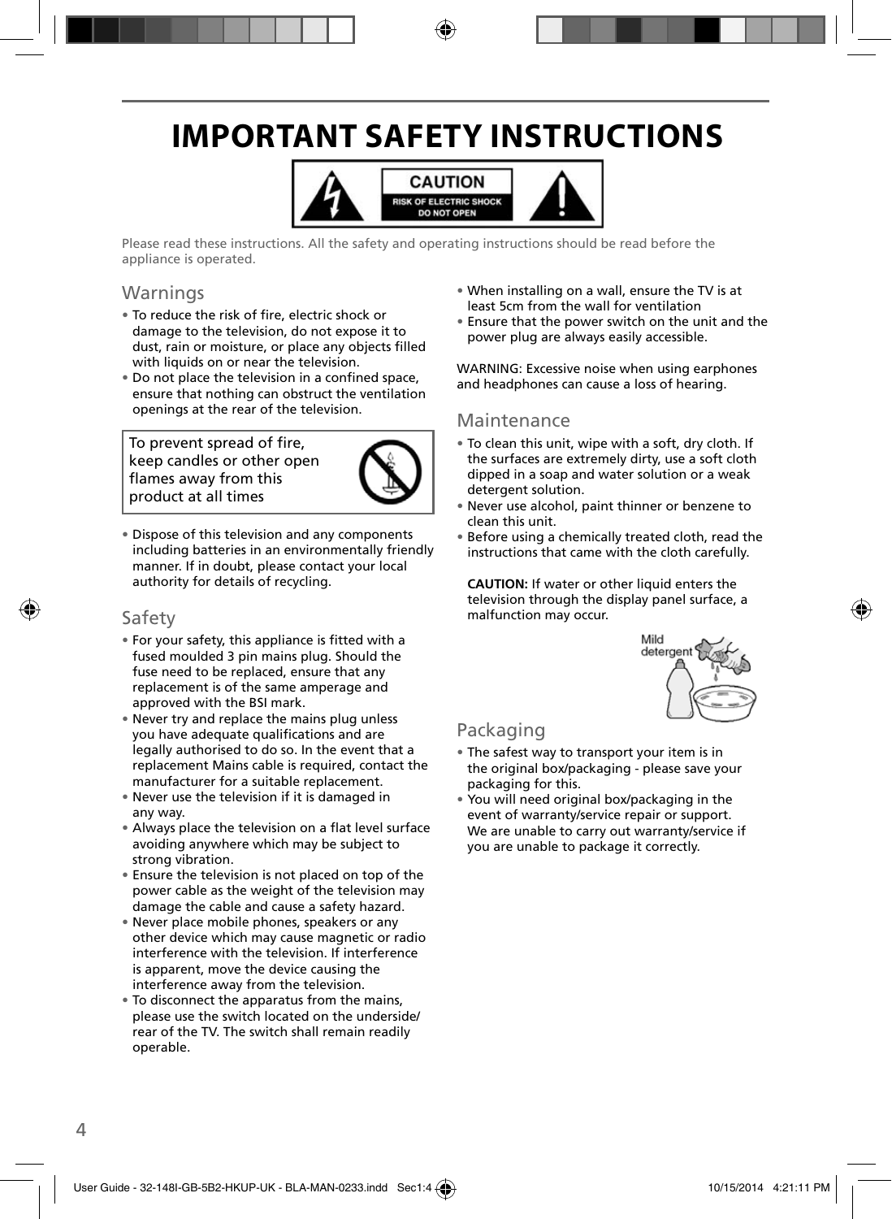# IMPORTANT SAFETY INSTRUCTIONS

CAUTION
RISK OF ELECTRIC SHOCK
DO NOT OPEN

Please read these instructions. All the safety and operating instructions should be read before the appliance is operated.

## Warnings

- To reduce the risk of fire, electric shock or damage to the television, do not expose it to dust, rain or moisture, or place any objects filled with liquids on or near the television.
- Do not place the television in a confined space, ensure that nothing can obstruct the ventilation openings at the rear of the television.

To prevent spread of fire, keep candles or other open flames away from this product at all times

- Dispose of this television and any components including batteries in an environmentally friendly manner. If in doubt, please contact your local authority for details of recycling.

## Safety

- For your safety, this appliance is fitted with a fused moulded 3 pin mains plug. Should the fuse need to be replaced, ensure that any replacement is of the same amperage and approved with the BSI mark.
- Never try and replace the mains plug unless you have adequate qualifications and are legally authorised to do so. In the event that a replacement Mains cable is required, contact the manufacturer for a suitable replacement.
- Never use the television if it is damaged in any way.
- Always place the television on a flat level surface avoiding anywhere which may be subject to strong vibration.
- Ensure the television is not placed on top of the power cable as the weight of the television may damage the cable and cause a safety hazard.
- Never place mobile phones, speakers or any other device which may cause magnetic or radio interference with the television. If interference is apparent, move the device causing the interference away from the television.
- To disconnect the apparatus from the mains, please use the switch located on the underside/ rear of the TV. The switch shall remain readily operable.
- When installing on a wall, ensure the TV is at least 5cm from the wall for ventilation
- Ensure that the power switch on the unit and the power plug are always easily accessible.

WARNING: Excessive noise when using earphones and headphones can cause a loss of hearing.

## Maintenance

- To clean this unit, wipe with a soft, dry cloth. If the surfaces are extremely dirty, use a soft cloth dipped in a soap and water solution or a weak detergent solution.
- Never use alcohol, paint thinner or benzene to clean this unit.
- Before using a chemically treated cloth, read the instructions that came with the cloth carefully.

**CAUTION:** If water or other liquid enters the television through the display panel surface, a malfunction may occur.

Mild detergent

## Packaging

- The safest way to transport your item is in the original box/packaging - please save your packaging for this.
- You will need original box/packaging in the event of warranty/service repair or support. We are unable to carry out warranty/service if you are unable to package it correctly.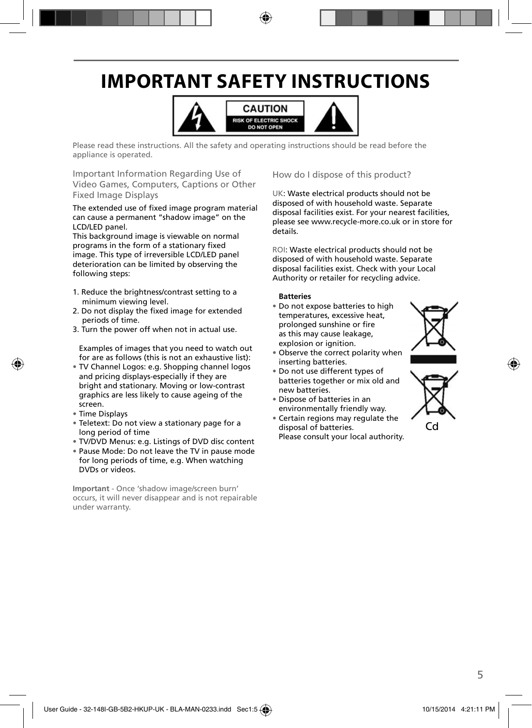# IMPORTANT SAFETY INSTRUCTIONS

CAUTION
RISK OF ELECTRIC SHOCK
DO NOT OPEN

Please read these instructions. All the safety and operating instructions should be read before the appliance is operated.

## Important Information Regarding Use of Video Games, Computers, Captions or Other Fixed Image Displays

The extended use of fixed image program material can cause a permanent "shadow image" on the LCD/LED panel.
This background image is viewable on normal programs in the form of a stationary fixed image. This type of irreversible LCD/LED panel deterioration can be limited by observing the following steps:

1. Reduce the brightness/contrast setting to a minimum viewing level.
2. Do not display the fixed image for extended periods of time.
3. Turn the power off when not in actual use.

Examples of images that you need to watch out for are as follows (this is not an exhaustive list):

- TV Channel Logos: e.g. Shopping channel logos and pricing displays-especially if they are bright and stationary. Moving or low-contrast graphics are less likely to cause ageing of the screen.
- Time Displays
- Teletext: Do not view a stationary page for a long period of time
- TV/DVD Menus: e.g. Listings of DVD disc content
- Pause Mode: Do not leave the TV in pause mode for long periods of time, e.g. When watching DVDs or videos.

**Important** - Once 'shadow image/screen burn' occurs, it will never disappear and is not repairable under warranty.

## How do I dispose of this product?

UK: Waste electrical products should not be disposed of with household waste. Separate disposal facilities exist. For your nearest facilities, please see www.recycle-more.co.uk or in store for details.

ROI: Waste electrical products should not be disposed of with household waste. Separate disposal facilities exist. Check with your Local Authority or retailer for recycling advice.

**Batteries**

- Do not expose batteries to high temperatures, excessive heat, prolonged sunshine or fire as this may cause leakage, explosion or ignition.
- Observe the correct polarity when inserting batteries.
- Do not use different types of batteries together or mix old and new batteries.
- Dispose of batteries in an environmentally friendly way.
- Certain regions may regulate the disposal of batteries. Please consult your local authority.

Cd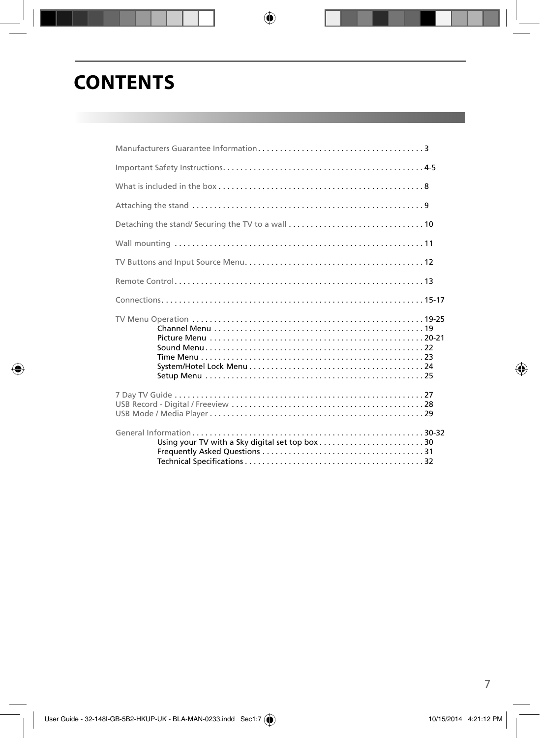# CONTENTS

Manufacturers Guarantee Information . . . . . . . . . . . . . . . . . . . . . . . . . . . . . . . . . . . . . . 3

Important Safety Instructions. . . . . . . . . . . . . . . . . . . . . . . . . . . . . . . . . . . . . . . . . . . . . . 4-5

What is included in the box . . . . . . . . . . . . . . . . . . . . . . . . . . . . . . . . . . . . . . . . . . . . . . . 8

Attaching the stand . . . . . . . . . . . . . . . . . . . . . . . . . . . . . . . . . . . . . . . . . . . . . . . . . . . . . 9

Detaching the stand/ Securing the TV to a wall . . . . . . . . . . . . . . . . . . . . . . . . . . . . . . . 10

Wall mounting . . . . . . . . . . . . . . . . . . . . . . . . . . . . . . . . . . . . . . . . . . . . . . . . . . . . . . . . . 11

TV Buttons and Input Source Menu. . . . . . . . . . . . . . . . . . . . . . . . . . . . . . . . . . . . . . . . . 12

Remote Control. . . . . . . . . . . . . . . . . . . . . . . . . . . . . . . . . . . . . . . . . . . . . . . . . . . . . . . . . 13

Connections. . . . . . . . . . . . . . . . . . . . . . . . . . . . . . . . . . . . . . . . . . . . . . . . . . . . . . . . . . . . 15-17

TV Menu Operation . . . . . . . . . . . . . . . . . . . . . . . . . . . . . . . . . . . . . . . . . . . . . . . . . . . . . 19-25
- Channel Menu . . . . . . . . . . . . . . . . . . . . . . . . . . . . . . . . . . . . . . . . . . . . . . . . 19
- Picture Menu . . . . . . . . . . . . . . . . . . . . . . . . . . . . . . . . . . . . . . . . . . . . . . . . . 20-21
- Sound Menu . . . . . . . . . . . . . . . . . . . . . . . . . . . . . . . . . . . . . . . . . . . . . . . . . . 22
- Time Menu . . . . . . . . . . . . . . . . . . . . . . . . . . . . . . . . . . . . . . . . . . . . . . . . . . . 23
- System/Hotel Lock Menu . . . . . . . . . . . . . . . . . . . . . . . . . . . . . . . . . . . . . . . . 24
- Setup Menu . . . . . . . . . . . . . . . . . . . . . . . . . . . . . . . . . . . . . . . . . . . . . . . . . . 25

7 Day TV Guide . . . . . . . . . . . . . . . . . . . . . . . . . . . . . . . . . . . . . . . . . . . . . . . . . . . . . . . . 27
USB Record - Digital / Freeview . . . . . . . . . . . . . . . . . . . . . . . . . . . . . . . . . . . . . . . . . . . . 28
USB Mode / Media Player . . . . . . . . . . . . . . . . . . . . . . . . . . . . . . . . . . . . . . . . . . . . . . . . . 29

General Information . . . . . . . . . . . . . . . . . . . . . . . . . . . . . . . . . . . . . . . . . . . . . . . . . . . . . 30-32
- Using your TV with a Sky digital set top box . . . . . . . . . . . . . . . . . . . . . . . . 30
- Frequently Asked Questions . . . . . . . . . . . . . . . . . . . . . . . . . . . . . . . . . . . . . 31
- Technical Specifications . . . . . . . . . . . . . . . . . . . . . . . . . . . . . . . . . . . . . . . . . 32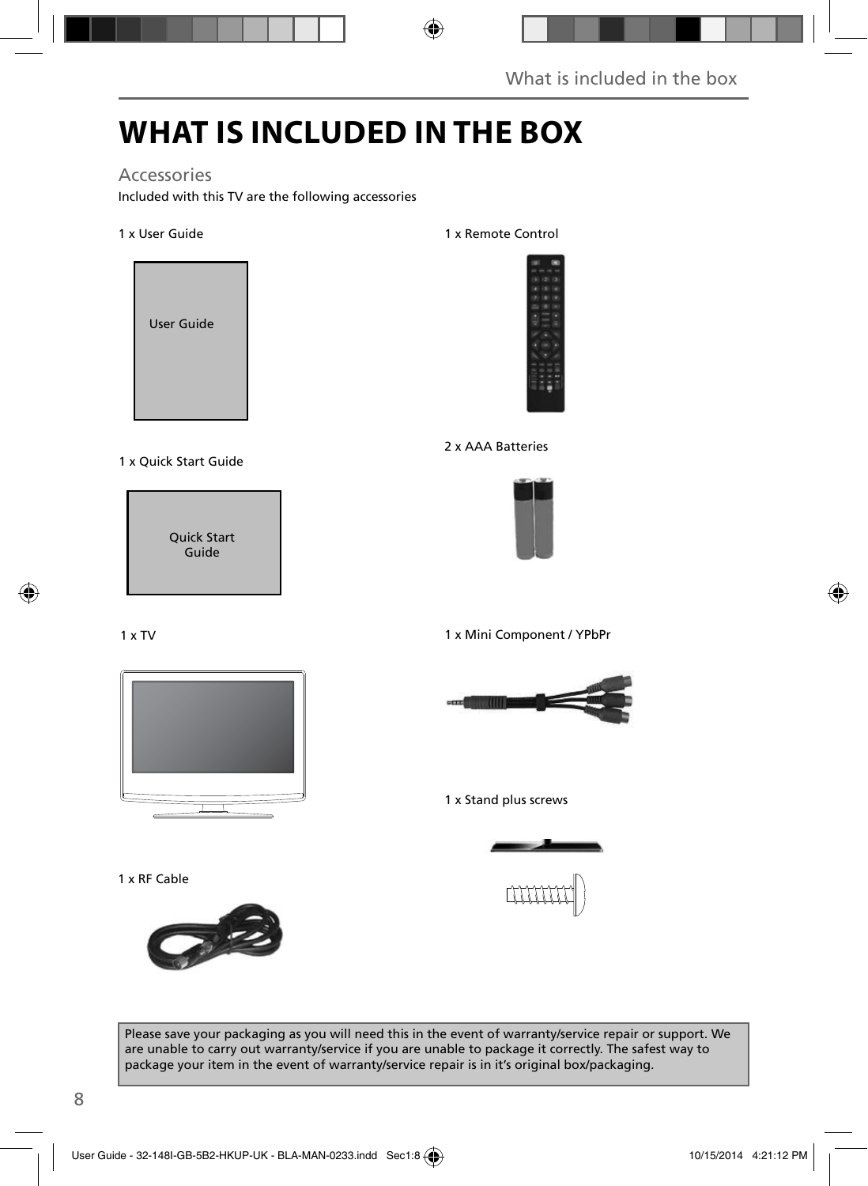# WHAT IS INCLUDED IN THE BOX

## Accessories

Included with this TV are the following accessories

1 x User Guide

User Guide

1 x Remote Control

2 x AAA Batteries

1 x Quick Start Guide

Quick Start Guide

1 x TV

1 x Mini Component / YPbPr

1 x Stand plus screws

1 x RF Cable

Please save your packaging as you will need this in the event of warranty/service repair or support. We are unable to carry out warranty/service if you are unable to package it correctly. The safest way to package your item in the event of warranty/service repair is in it's original box/packaging.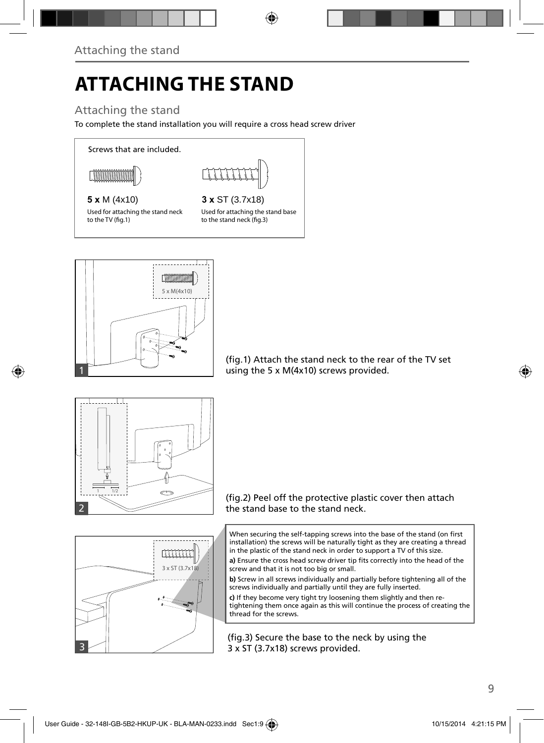# ATTACHING THE STAND

## Attaching the stand

To complete the stand installation you will require a cross head screw driver

Screws that are included.

**5 x** M (4x10)

Used for attaching the stand neck to the TV (fig.1)

**3 x** ST (3.7x18)

Used for attaching the stand base to the stand neck (fig.3)

(fig.1) Attach the stand neck to the rear of the TV set using the 5 x M(4x10) screws provided.

(fig.2) Peel off the protective plastic cover then attach the stand base to the stand neck.

When securing the self-tapping screws into the base of the stand (on first installation) the screws will be naturally tight as they are creating a thread in the plastic of the stand neck in order to support a TV of this size.

**a)** Ensure the cross head screw driver tip fits correctly into the head of the screw and that it is not too big or small.

**b)** Screw in all screws individually and partially before tightening all of the screws individually and partially until they are fully inserted.

**c)** If they become very tight try loosening them slightly and then re-tightening them once again as this will continue the process of creating the thread for the screws.

(fig.3) Secure the base to the neck by using the 3 x ST (3.7x18) screws provided.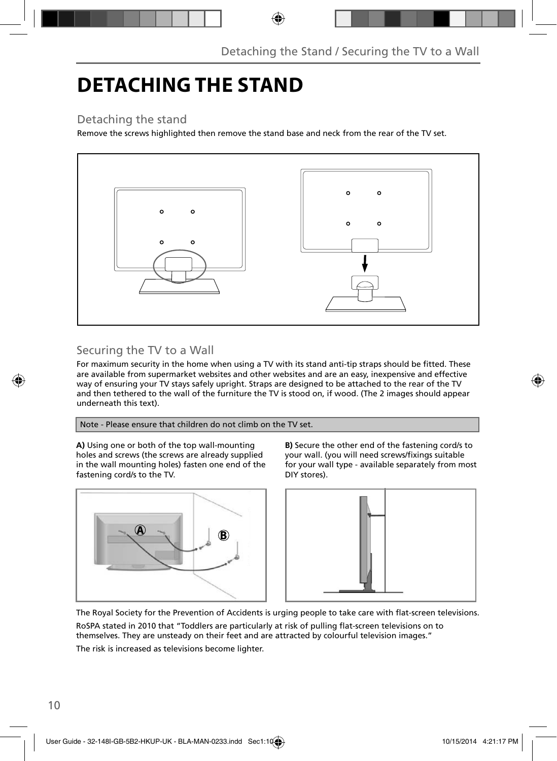# DETACHING THE STAND

## Detaching the stand

Remove the screws highlighted then remove the stand base and neck from the rear of the TV set.

## Securing the TV to a Wall

For maximum security in the home when using a TV with its stand anti-tip straps should be fitted. These are available from supermarket websites and other websites and are an easy, inexpensive and effective way of ensuring your TV stays safely upright. Straps are designed to be attached to the rear of the TV and then tethered to the wall of the furniture the TV is stood on, if wood. (The 2 images should appear underneath this text).

Note - Please ensure that children do not climb on the TV set.

**A)** Using one or both of the top wall-mounting holes and screws (the screws are already supplied in the wall mounting holes) fasten one end of the fastening cord/s to the TV.

**B)** Secure the other end of the fastening cord/s to your wall. (you will need screws/fixings suitable for your wall type - available separately from most DIY stores).

The Royal Society for the Prevention of Accidents is urging people to take care with flat-screen televisions.

RoSPA stated in 2010 that "Toddlers are particularly at risk of pulling flat-screen televisions on to themselves. They are unsteady on their feet and are attracted by colourful television images."

The risk is increased as televisions become lighter.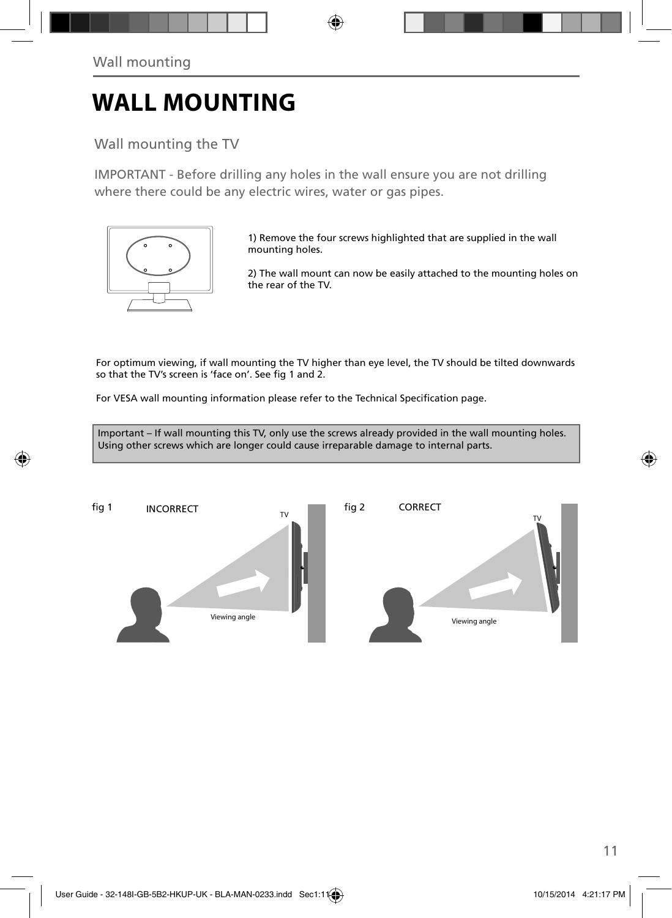# WALL MOUNTING

## Wall mounting the TV

IMPORTANT - Before drilling any holes in the wall ensure you are not drilling where there could be any electric wires, water or gas pipes.

1) Remove the four screws highlighted that are supplied in the wall mounting holes.

2) The wall mount can now be easily attached to the mounting holes on the rear of the TV.

For optimum viewing, if wall mounting the TV higher than eye level, the TV should be tilted downwards so that the TV's screen is 'face on'. See fig 1 and 2.

For VESA wall mounting information please refer to the Technical Specification page.

Important – If wall mounting this TV, only use the screws already provided in the wall mounting holes. Using other screws which are longer could cause irreparable damage to internal parts.

fig 1 INCORRECT

TV

Viewing angle

fig 2 CORRECT

TV

Viewing angle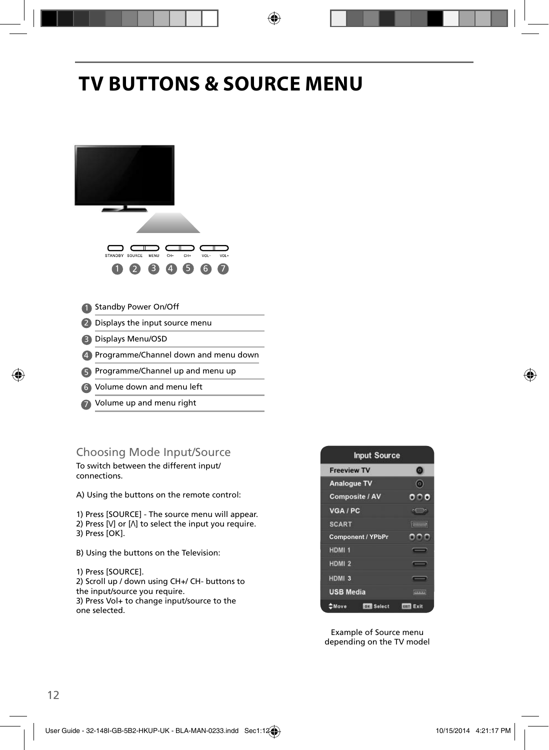# TV BUTTONS & SOURCE MENU

1. Standby Power On/Off
2. Displays the input source menu
3. Displays Menu/OSD
4. Programme/Channel down and menu down
5. Programme/Channel up and menu up
6. Volume down and menu left
7. Volume up and menu right

## Choosing Mode Input/Source

To switch between the different input/ connections.

A) Using the buttons on the remote control:

1) Press [SOURCE] - The source menu will appear.
2) Press [V] or [Λ] to select the input you require.
3) Press [OK].

B) Using the buttons on the Television:

1) Press [SOURCE].
2) Scroll up / down using CH+/ CH- buttons to the input/source you require.
3) Press Vol+ to change input/source to the one selected.

Example of Source menu depending on the TV model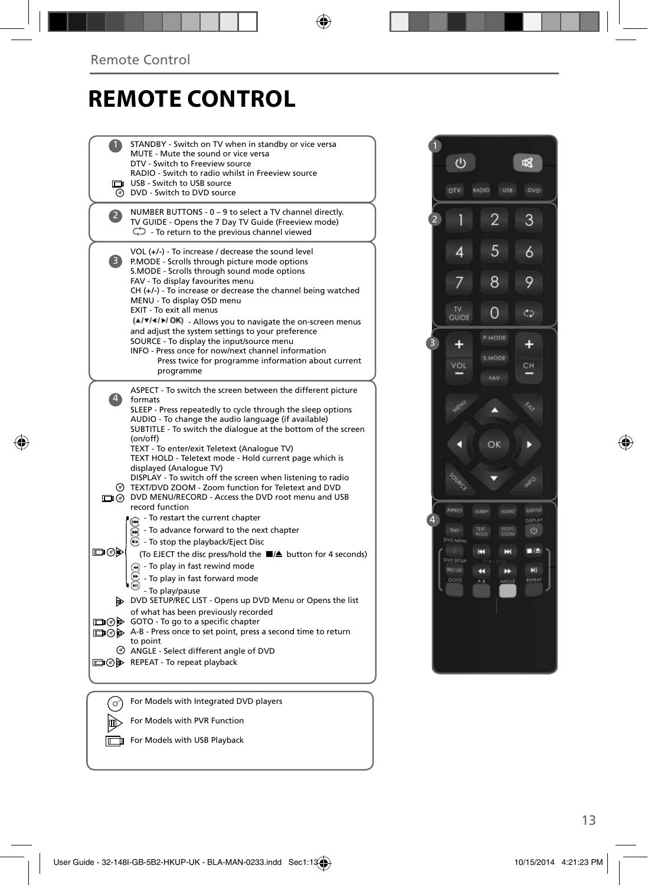# REMOTE CONTROL

**1**

- STANDBY - Switch on TV when in standby or vice versa
- MUTE - Mute the sound or vice versa
- DTV - Switch to Freeview source
- RADIO - Switch to radio whilst in Freeview source
- USB - Switch to USB source
- DVD - Switch to DVD source

**2**

- NUMBER BUTTONS - 0 – 9 to select a TV channel directly.
- TV GUIDE - Opens the 7 Day TV Guide (Freeview mode)
- ⟲ - To return to the previous channel viewed

**3**

- VOL (+/-) - To increase / decrease the sound level
- P.MODE - Scrolls through picture mode options
- S.MODE - Scrolls through sound mode options
- FAV - To display favourites menu
- CH (+/-) - To increase or decrease the channel being watched
- MENU - To display OSD menu
- EXIT - To exit all menus
- (▲/▼/◄/►/ OK) - Allows you to navigate the on-screen menus and adjust the system settings to your preference
- SOURCE - To display the input/source menu
- INFO - Press once for now/next channel information
  Press twice for programme information about current programme

**4**

- ASPECT - To switch the screen between the different picture formats
- SLEEP - Press repeatedly to cycle through the sleep options
- AUDIO - To change the audio language (if available)
- SUBTITLE - To switch the dialogue at the bottom of the screen (on/off)
- TEXT - To enter/exit Teletext (Analogue TV)
- TEXT HOLD - Teletext mode - Hold current page which is displayed (Analogue TV)
- DISPLAY - To switch off the screen when listening to radio
- TEXT/DVD ZOOM - Zoom function for Teletext and DVD
- DVD MENU/RECORD - Access the DVD root menu and USB record function
- ⏮ - To restart the current chapter
- ⏭ - To advance forward to the next chapter
- ■/⏏ - To stop the playback/Eject Disc
  (To EJECT the disc press/hold the ■/⏏ button for 4 seconds)
- ◄◄ - To play in fast rewind mode
- ►► - To play in fast forward mode
- ►II - To play/pause
- DVD SETUP/REC LIST - Opens up DVD Menu or Opens the list of what has been previously recorded
- GOTO - To go to a specific chapter
- A-B - Press once to set point, press a second time to return to point
- ANGLE - Select different angle of DVD
- REPEAT - To repeat playback

---

- For Models with Integrated DVD players
- For Models with PVR Function
- For Models with USB Playback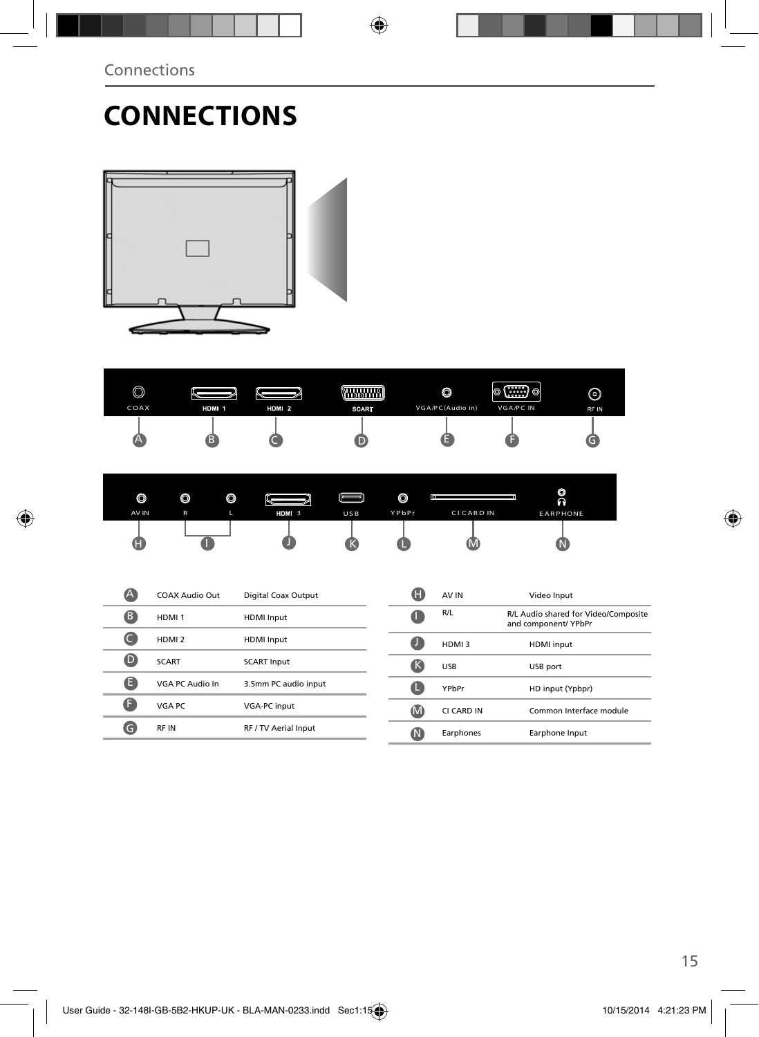# CONNECTIONS

| | | |
|---|---|---|
| A | COAX Audio Out | Digital Coax Output |
| B | HDMI 1 | HDMI Input |
| C | HDMI 2 | HDMI Input |
| D | SCART | SCART Input |
| E | VGA PC Audio In | 3.5mm PC audio input |
| F | VGA PC | VGA-PC input |
| G | RF IN | RF / TV Aerial Input |

| | | |
|---|---|---|
| H | AV IN | Video Input |
| I | R/L | R/L Audio shared for Video/Composite and component/ YPbPr |
| J | HDMI 3 | HDMI input |
| K | USB | USB port |
| L | YPbPr | HD input (Ypbpr) |
| M | CI CARD IN | Common Interface module |
| N | Earphones | Earphone Input |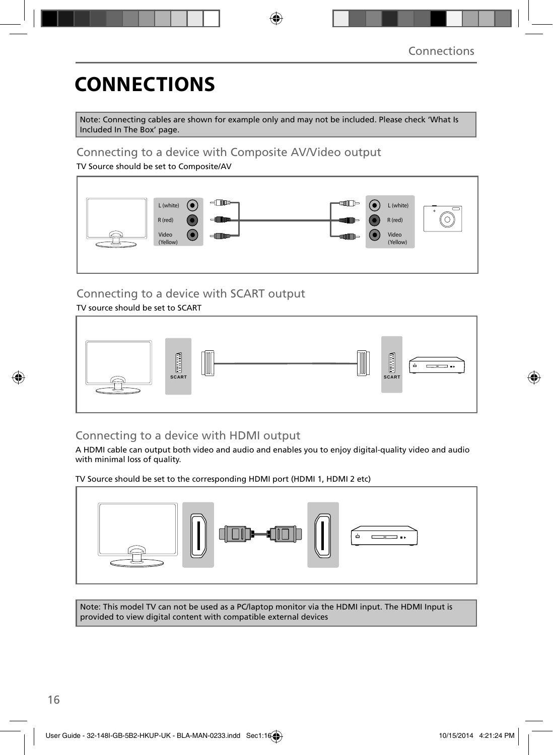# CONNECTIONS

Note: Connecting cables are shown for example only and may not be included. Please check 'What Is Included In The Box' page.

## Connecting to a device with Composite AV/Video output

TV Source should be set to Composite/AV

L (white)
R (red)
Video (Yellow)

L (white)
R (red)
Video (Yellow)

## Connecting to a device with SCART output

TV source should be set to SCART

SCART

SCART

## Connecting to a device with HDMI output

A HDMI cable can output both video and audio and enables you to enjoy digital-quality video and audio with minimal loss of quality.

TV Source should be set to the corresponding HDMI port (HDMI 1, HDMI 2 etc)

Note: This model TV can not be used as a PC/laptop monitor via the HDMI input. The HDMI Input is provided to view digital content with compatible external devices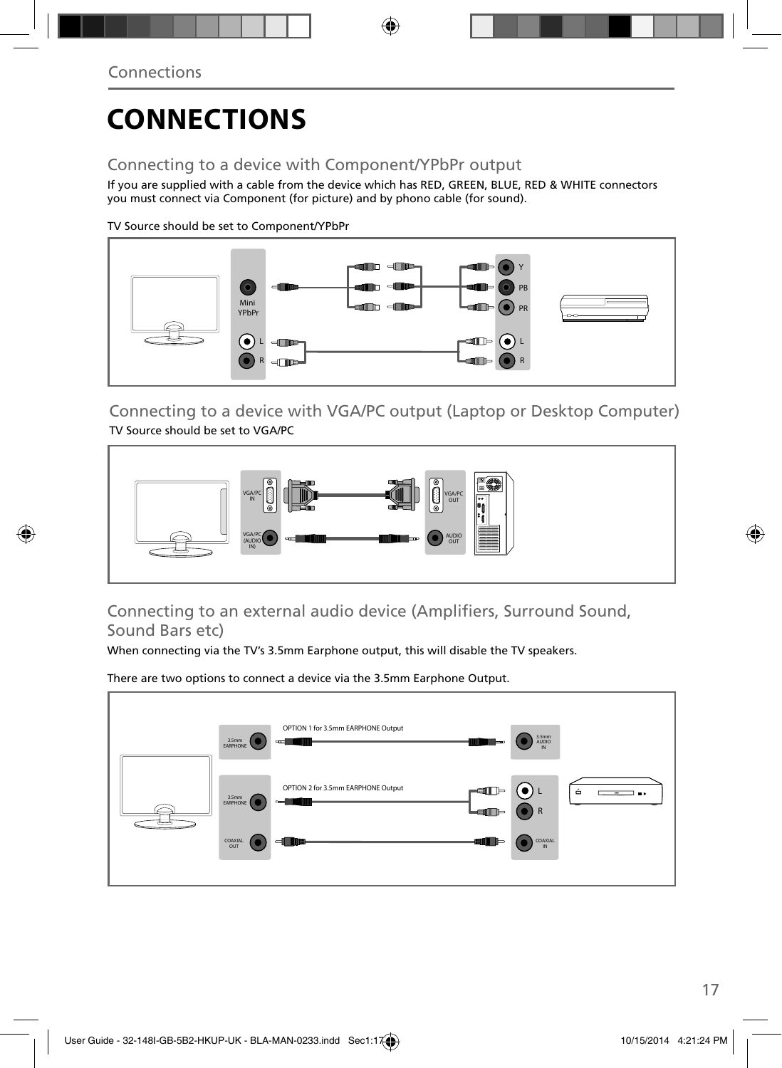# CONNECTIONS

## Connecting to a device with Component/YPbPr output

If you are supplied with a cable from the device which has RED, GREEN, BLUE, RED & WHITE connectors you must connect via Component (for picture) and by phono cable (for sound).

TV Source should be set to Component/YPbPr

Mini YPbPr
L
R
Y
PB
PR
L
R

## Connecting to a device with VGA/PC output (Laptop or Desktop Computer)

TV Source should be set to VGA/PC

VGA/PC IN
VGA/PC (AUDIO IN)
VGA/PC OUT
AUDIO OUT

## Connecting to an external audio device (Amplifiers, Surround Sound, Sound Bars etc)

When connecting via the TV's 3.5mm Earphone output, this will disable the TV speakers.

There are two options to connect a device via the 3.5mm Earphone Output.

3.5mm EARPHONE
OPTION 1 for 3.5mm EARPHONE Output
3.5mm AUDIO IN
3.5mm EARPHONE
OPTION 2 for 3.5mm EARPHONE Output
L
R
COAXIAL OUT
COAXIAL IN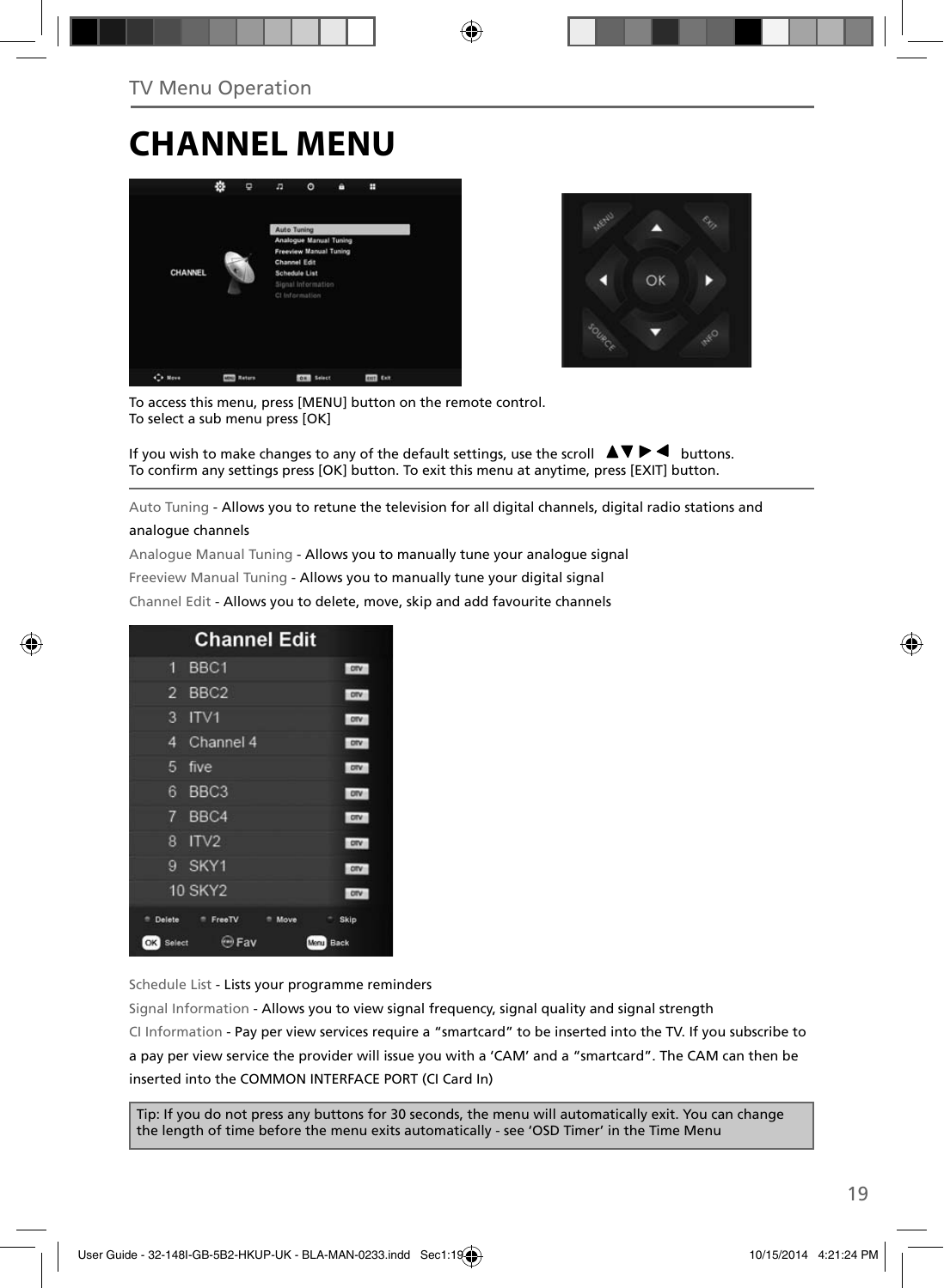TV Menu Operation

# CHANNEL MENU

To access this menu, press [MENU] button on the remote control.
To select a sub menu press [OK]

If you wish to make changes to any of the default settings, use the scroll ▲▼▶◀ buttons.
To confirm any settings press [OK] button. To exit this menu at anytime, press [EXIT] button.

Auto Tuning - Allows you to retune the television for all digital channels, digital radio stations and analogue channels

Analogue Manual Tuning - Allows you to manually tune your analogue signal

Freeview Manual Tuning - Allows you to manually tune your digital signal

Channel Edit - Allows you to delete, move, skip and add favourite channels

Schedule List - Lists your programme reminders

Signal Information - Allows you to view signal frequency, signal quality and signal strength

CI Information - Pay per view services require a “smartcard” to be inserted into the TV. If you subscribe to a pay per view service the provider will issue you with a ‘CAM’ and a “smartcard”. The CAM can then be inserted into the COMMON INTERFACE PORT (CI Card In)

Tip: If you do not press any buttons for 30 seconds, the menu will automatically exit. You can change the length of time before the menu exits automatically - see ‘OSD Timer’ in the Time Menu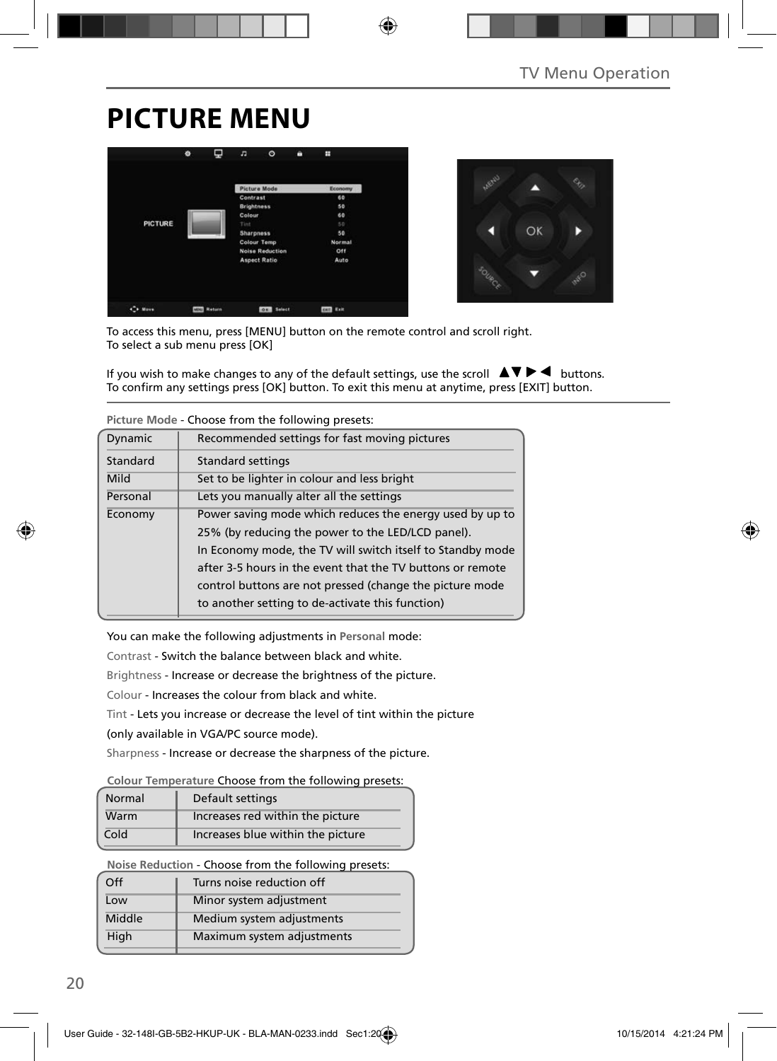# PICTURE MENU

To access this menu, press [MENU] button on the remote control and scroll right.
To select a sub menu press [OK]

If you wish to make changes to any of the default settings, use the scroll ▲▼▶◀ buttons.
To confirm any settings press [OK] button. To exit this menu at anytime, press [EXIT] button.

**Picture Mode** - Choose from the following presets:

| | |
|---|---|
| Dynamic | Recommended settings for fast moving pictures |
| Standard | Standard settings |
| Mild | Set to be lighter in colour and less bright |
| Personal | Lets you manually alter all the settings |
| Economy | Power saving mode which reduces the energy used by up to 25% (by reducing the power to the LED/LCD panel). In Economy mode, the TV will switch itself to Standby mode after 3-5 hours in the event that the TV buttons or remote control buttons are not pressed (change the picture mode to another setting to de-activate this function) |

You can make the following adjustments in **Personal** mode:

**Contrast** - Switch the balance between black and white.

**Brightness** - Increase or decrease the brightness of the picture.

**Colour** - Increases the colour from black and white.

**Tint** - Lets you increase or decrease the level of tint within the picture (only available in VGA/PC source mode).

**Sharpness** - Increase or decrease the sharpness of the picture.

**Colour Temperature** Choose from the following presets:

| | |
|---|---|
| Normal | Default settings |
| Warm | Increases red within the picture |
| Cold | Increases blue within the picture |

**Noise Reduction** - Choose from the following presets:

| | |
|---|---|
| Off | Turns noise reduction off |
| Low | Minor system adjustment |
| Middle | Medium system adjustments |
| High | Maximum system adjustments |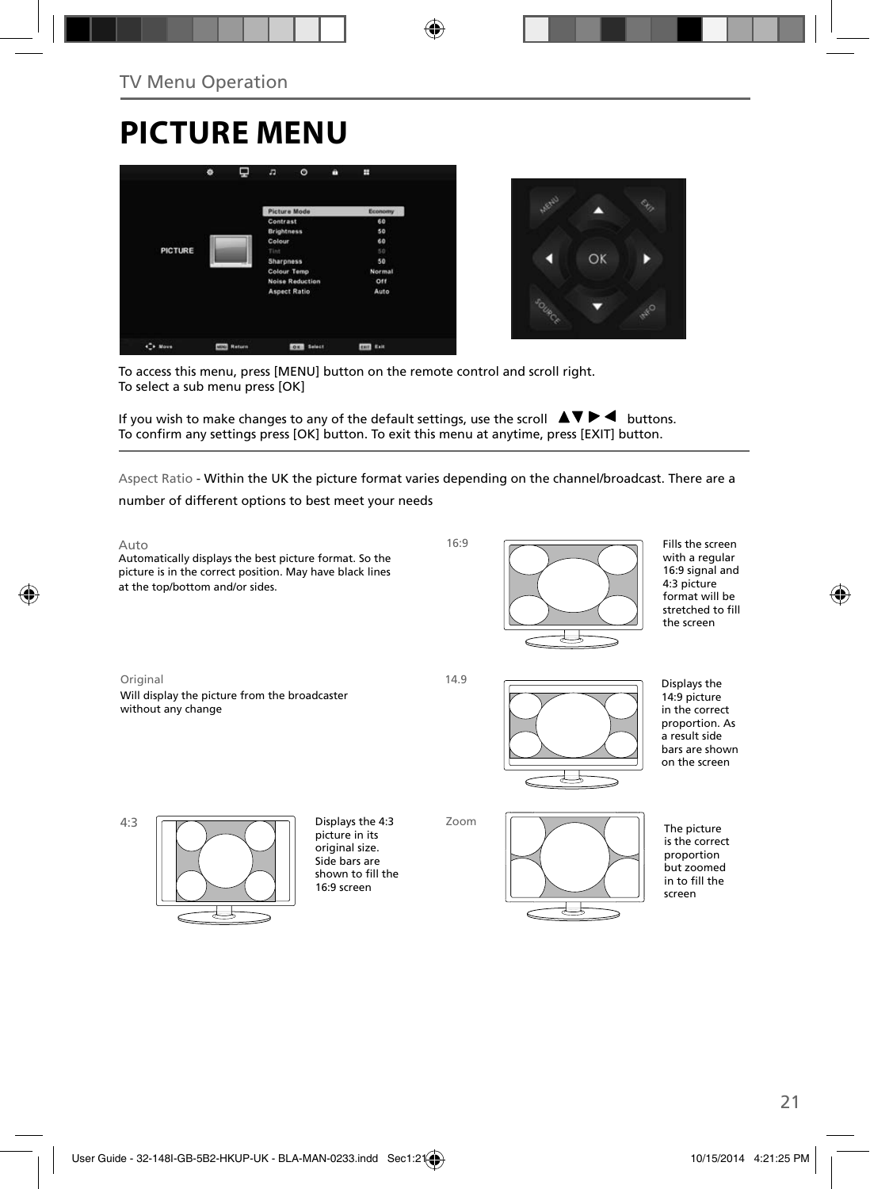# PICTURE MENU

To access this menu, press [MENU] button on the remote control and scroll right.
To select a sub menu press [OK]

If you wish to make changes to any of the default settings, use the scroll ▲▼ ▶ ◀ buttons.
To confirm any settings press [OK] button. To exit this menu at anytime, press [EXIT] button.

Aspect Ratio - Within the UK the picture format varies depending on the channel/broadcast. There are a number of different options to best meet your needs

**Auto**
Automatically displays the best picture format. So the picture is in the correct position. May have black lines at the top/bottom and/or sides.

**16:9**
Fills the screen with a regular 16:9 signal and 4:3 picture format will be stretched to fill the screen

**Original**
Will display the picture from the broadcaster without any change

**14.9**
Displays the 14:9 picture in the correct proportion. As a result side bars are shown on the screen

**4:3**
Displays the 4:3 picture in its original size. Side bars are shown to fill the 16:9 screen

**Zoom**
The picture is the correct proportion but zoomed in to fill the screen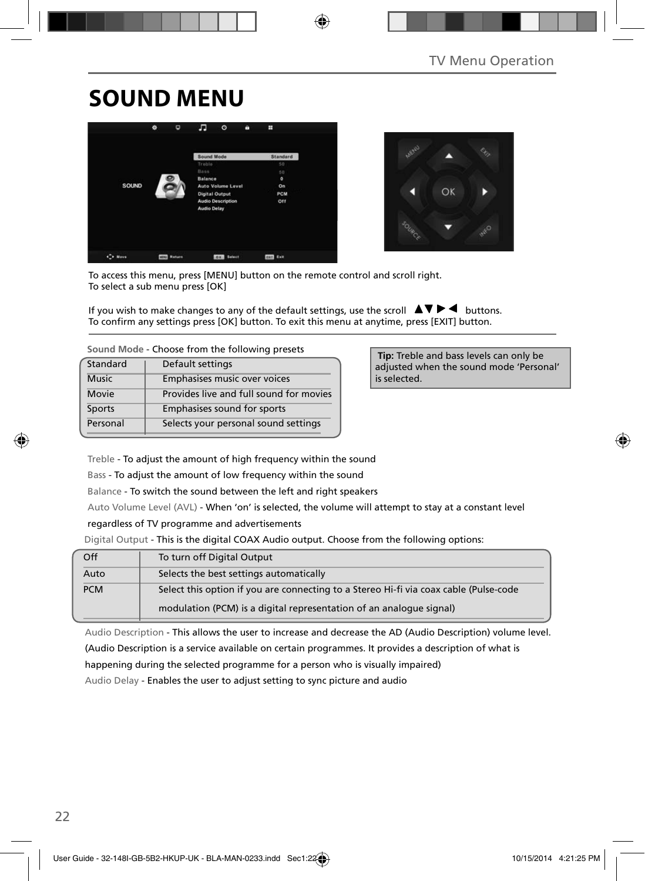# SOUND MENU

To access this menu, press [MENU] button on the remote control and scroll right.
To select a sub menu press [OK]

If you wish to make changes to any of the default settings, use the scroll ▲▼▶◀ buttons.
To confirm any settings press [OK] button. To exit this menu at anytime, press [EXIT] button.

Sound Mode - Choose from the following presets

| Standard | Default settings |
|---|---|
| Music | Emphasises music over voices |
| Movie | Provides live and full sound for movies |
| Sports | Emphasises sound for sports |
| Personal | Selects your personal sound settings |

**Tip:** Treble and bass levels can only be adjusted when the sound mode 'Personal' is selected.

Treble - To adjust the amount of high frequency within the sound

Bass - To adjust the amount of low frequency within the sound

Balance - To switch the sound between the left and right speakers

Auto Volume Level (AVL) - When 'on' is selected, the volume will attempt to stay at a constant level regardless of TV programme and advertisements

Digital Output - This is the digital COAX Audio output. Choose from the following options:

| Off | To turn off Digital Output |
|---|---|
| Auto | Selects the best settings automatically |
| PCM | Select this option if you are connecting to a Stereo Hi-fi via coax cable (Pulse-code modulation (PCM) is a digital representation of an analogue signal) |

Audio Description - This allows the user to increase and decrease the AD (Audio Description) volume level. (Audio Description is a service available on certain programmes. It provides a description of what is happening during the selected programme for a person who is visually impaired)

Audio Delay - Enables the user to adjust setting to sync picture and audio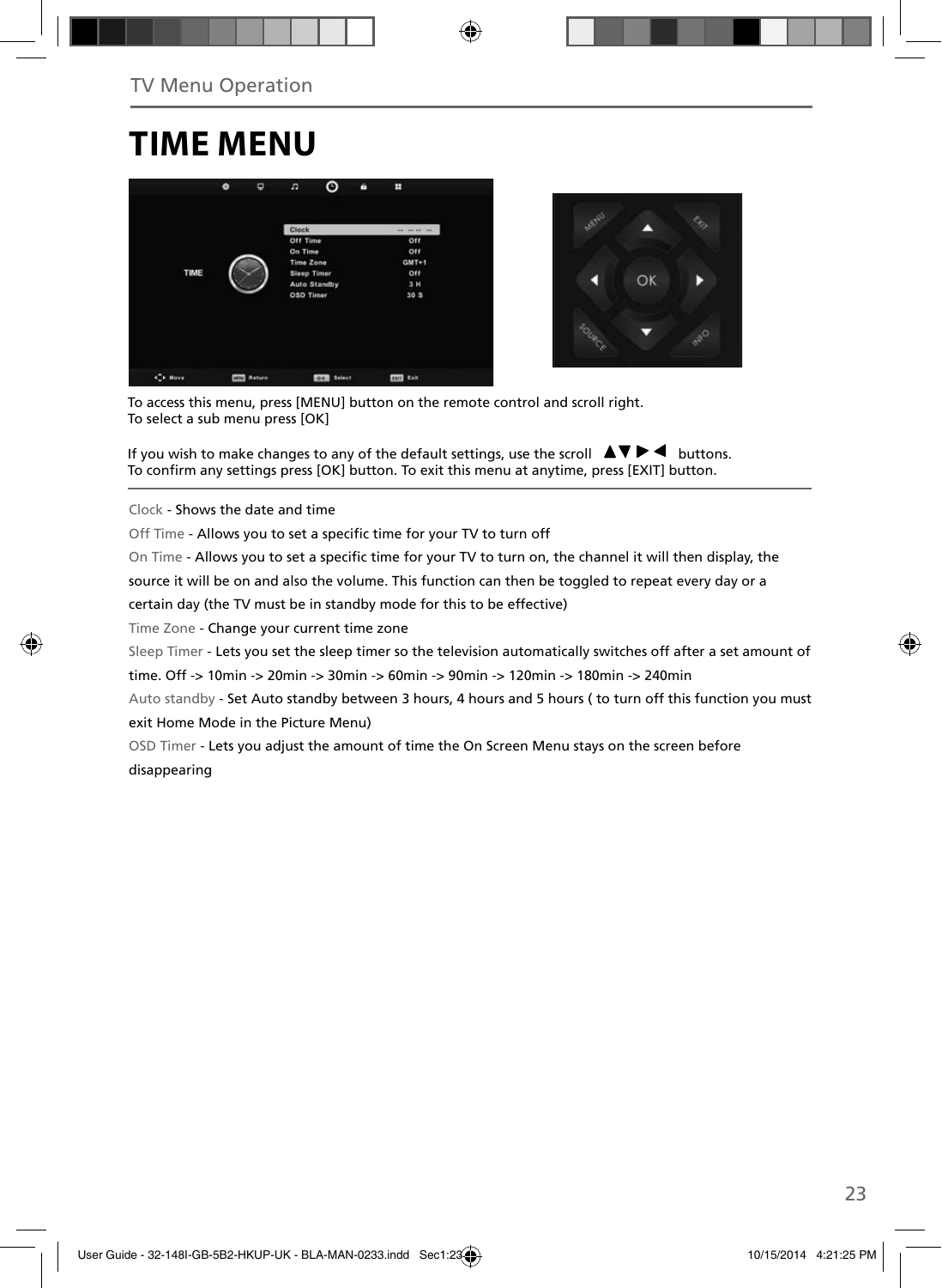# TIME MENU

To access this menu, press [MENU] button on the remote control and scroll right.
To select a sub menu press [OK]

If you wish to make changes to any of the default settings, use the scroll ▲▼▶◀ buttons.
To confirm any settings press [OK] button. To exit this menu at anytime, press [EXIT] button.

Clock - Shows the date and time

Off Time - Allows you to set a specific time for your TV to turn off

On Time - Allows you to set a specific time for your TV to turn on, the channel it will then display, the source it will be on and also the volume. This function can then be toggled to repeat every day or a certain day (the TV must be in standby mode for this to be effective)

Time Zone - Change your current time zone

Sleep Timer - Lets you set the sleep timer so the television automatically switches off after a set amount of time. Off -> 10min -> 20min -> 30min -> 60min -> 90min -> 120min -> 180min -> 240min

Auto standby - Set Auto standby between 3 hours, 4 hours and 5 hours ( to turn off this function you must exit Home Mode in the Picture Menu)

OSD Timer - Lets you adjust the amount of time the On Screen Menu stays on the screen before disappearing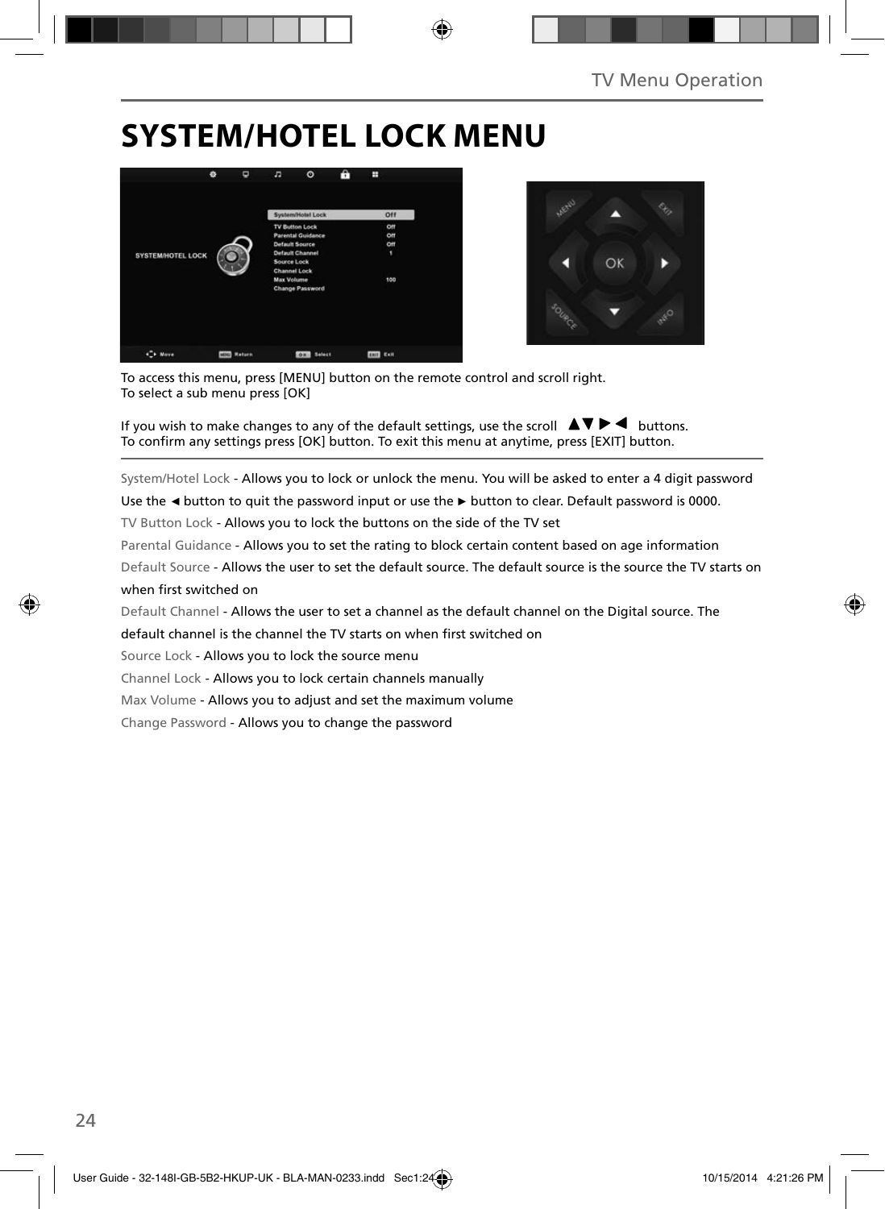# SYSTEM/HOTEL LOCK MENU

To access this menu, press [MENU] button on the remote control and scroll right.
To select a sub menu press [OK]

If you wish to make changes to any of the default settings, use the scroll ▲▼ ▶ ◀ buttons.
To confirm any settings press [OK] button. To exit this menu at anytime, press [EXIT] button.

System/Hotel Lock - Allows you to lock or unlock the menu. You will be asked to enter a 4 digit password
Use the ◄ button to quit the password input or use the ► button to clear. Default password is 0000.

TV Button Lock - Allows you to lock the buttons on the side of the TV set

Parental Guidance - Allows you to set the rating to block certain content based on age information

Default Source - Allows the user to set the default source. The default source is the source the TV starts on when first switched on

Default Channel - Allows the user to set a channel as the default channel on the Digital source. The default channel is the channel the TV starts on when first switched on

Source Lock - Allows you to lock the source menu

Channel Lock - Allows you to lock certain channels manually

Max Volume - Allows you to adjust and set the maximum volume

Change Password - Allows you to change the password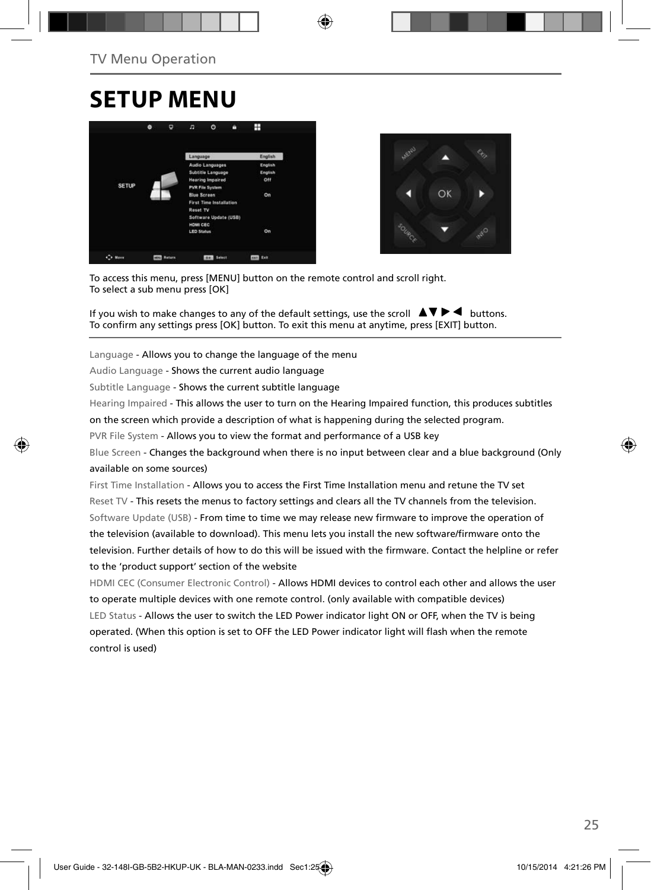TV Menu Operation

# SETUP MENU

To access this menu, press [MENU] button on the remote control and scroll right.
To select a sub menu press [OK]

If you wish to make changes to any of the default settings, use the scroll ▲▼▶◀ buttons.
To confirm any settings press [OK] button. To exit this menu at anytime, press [EXIT] button.

Language - Allows you to change the language of the menu

Audio Language - Shows the current audio language

Subtitle Language - Shows the current subtitle language

Hearing Impaired - This allows the user to turn on the Hearing Impaired function, this produces subtitles on the screen which provide a description of what is happening during the selected program.

PVR File System - Allows you to view the format and performance of a USB key

Blue Screen - Changes the background when there is no input between clear and a blue background (Only available on some sources)

First Time Installation - Allows you to access the First Time Installation menu and retune the TV set

Reset TV - This resets the menus to factory settings and clears all the TV channels from the television.

Software Update (USB) - From time to time we may release new firmware to improve the operation of the television (available to download). This menu lets you install the new software/firmware onto the television. Further details of how to do this will be issued with the firmware. Contact the helpline or refer to the 'product support' section of the website

HDMI CEC (Consumer Electronic Control) - Allows HDMI devices to control each other and allows the user to operate multiple devices with one remote control. (only available with compatible devices)

LED Status - Allows the user to switch the LED Power indicator light ON or OFF, when the TV is being operated. (When this option is set to OFF the LED Power indicator light will flash when the remote control is used)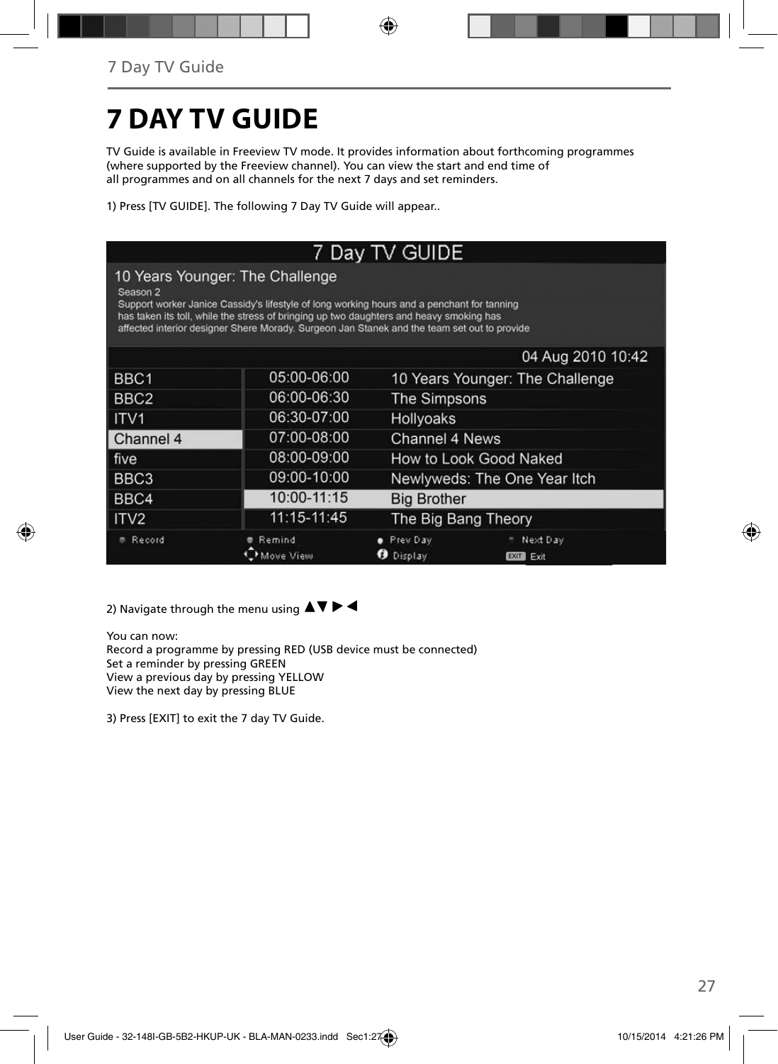# 7 DAY TV GUIDE

TV Guide is available in Freeview TV mode. It provides information about forthcoming programmes (where supported by the Freeview channel). You can view the start and end time of all programmes and on all channels for the next 7 days and set reminders.

1) Press [TV GUIDE]. The following 7 Day TV Guide will appear..

**7 Day TV GUIDE**

**10 Years Younger: The Challenge**
Season 2
Support worker Janice Cassidy's lifestyle of long working hours and a penchant for tanning has taken its toll, while the stress of bringing up two daughters and heavy smoking has affected interior designer Shere Morady. Surgeon Jan Stanek and the team set out to provide

04 Aug 2010 10:42

| Channel | Time | Programme |
|---|---|---|
| BBC1 | 05:00-06:00 | 10 Years Younger: The Challenge |
| BBC2 | 06:00-06:30 | The Simpsons |
| ITV1 | 06:30-07:00 | Hollyoaks |
| Channel 4 | 07:00-08:00 | Channel 4 News |
| five | 08:00-09:00 | How to Look Good Naked |
| BBC3 | 09:00-10:00 | Newlyweds: The One Year Itch |
| BBC4 | 10:00-11:15 | Big Brother |
| ITV2 | 11:15-11:45 | The Big Bang Theory |

Record | Remind | Prev Day | Next Day
Move View | Display | EXIT Exit

2) Navigate through the menu using ▲▼ ▶ ◀

You can now:
Record a programme by pressing RED (USB device must be connected)
Set a reminder by pressing GREEN
View a previous day by pressing YELLOW
View the next day by pressing BLUE

3) Press [EXIT] to exit the 7 day TV Guide.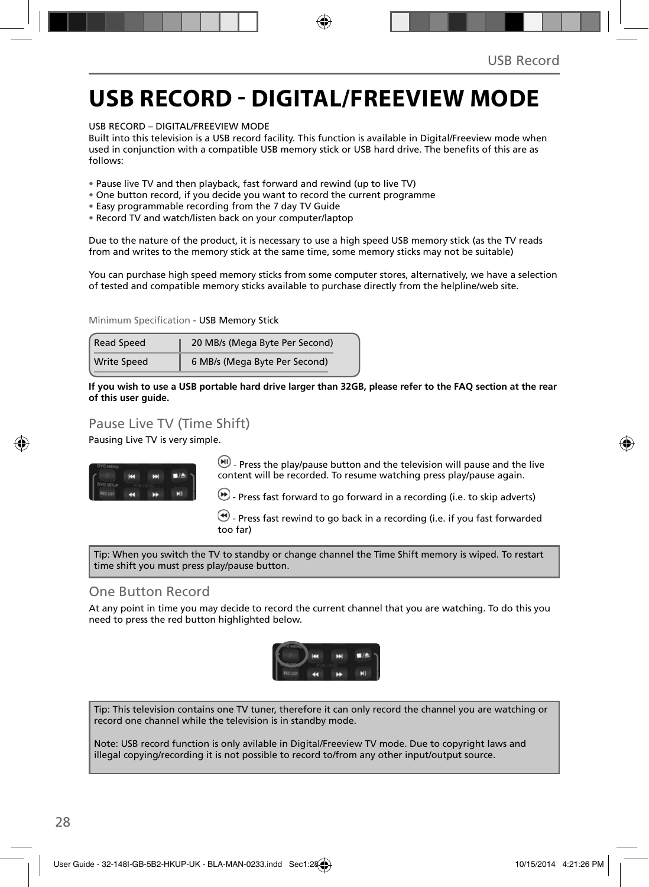# USB RECORD - DIGITAL/FREEVIEW MODE

USB RECORD – DIGITAL/FREEVIEW MODE
Built into this television is a USB record facility. This function is available in Digital/Freeview mode when used in conjunction with a compatible USB memory stick or USB hard drive. The benefits of this are as follows:

- Pause live TV and then playback, fast forward and rewind (up to live TV)
- One button record, if you decide you want to record the current programme
- Easy programmable recording from the 7 day TV Guide
- Record TV and watch/listen back on your computer/laptop

Due to the nature of the product, it is necessary to use a high speed USB memory stick (as the TV reads from and writes to the memory stick at the same time, some memory sticks may not be suitable)

You can purchase high speed memory sticks from some computer stores, alternatively, we have a selection of tested and compatible memory sticks available to purchase directly from the helpline/web site.

Minimum Specification - USB Memory Stick

| | |
|---|---|
| Read Speed | 20 MB/s (Mega Byte Per Second) |
| Write Speed | 6 MB/s (Mega Byte Per Second) |

**If you wish to use a USB portable hard drive larger than 32GB, please refer to the FAQ section at the rear of this user guide.**

## Pause Live TV (Time Shift)

Pausing Live TV is very simple.

- Press the play/pause button and the television will pause and the live content will be recorded. To resume watching press play/pause again.

- Press fast forward to go forward in a recording (i.e. to skip adverts)

- Press fast rewind to go back in a recording (i.e. if you fast forwarded too far)

Tip: When you switch the TV to standby or change channel the Time Shift memory is wiped. To restart time shift you must press play/pause button.

## One Button Record

At any point in time you may decide to record the current channel that you are watching. To do this you need to press the red button highlighted below.

Tip: This television contains one TV tuner, therefore it can only record the channel you are watching or record one channel while the television is in standby mode.

Note: USB record function is only avilable in Digital/Freeview TV mode. Due to copyright laws and illegal copying/recording it is not possible to record to/from any other input/output source.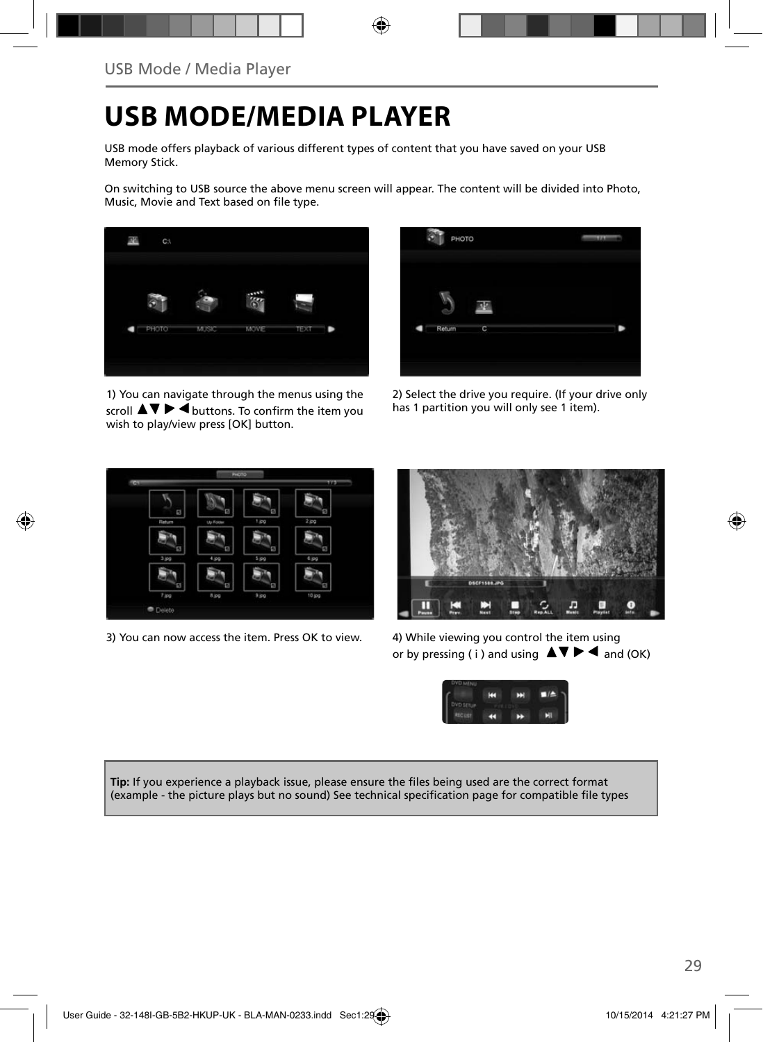# USB MODE/MEDIA PLAYER

USB mode offers playback of various different types of content that you have saved on your USB Memory Stick.

On switching to USB source the above menu screen will appear. The content will be divided into Photo, Music, Movie and Text based on file type.

1) You can navigate through the menus using the scroll ▲▼ ▶ ◀ buttons. To confirm the item you wish to play/view press [OK] button.

2) Select the drive you require. (If your drive only has 1 partition you will only see 1 item).

3) You can now access the item. Press OK to view.

4) While viewing you control the item using or by pressing ( i ) and using ▲▼ ▶ ◀ and (OK)

**Tip:** If you experience a playback issue, please ensure the files being used are the correct format (example - the picture plays but no sound) See technical specification page for compatible file types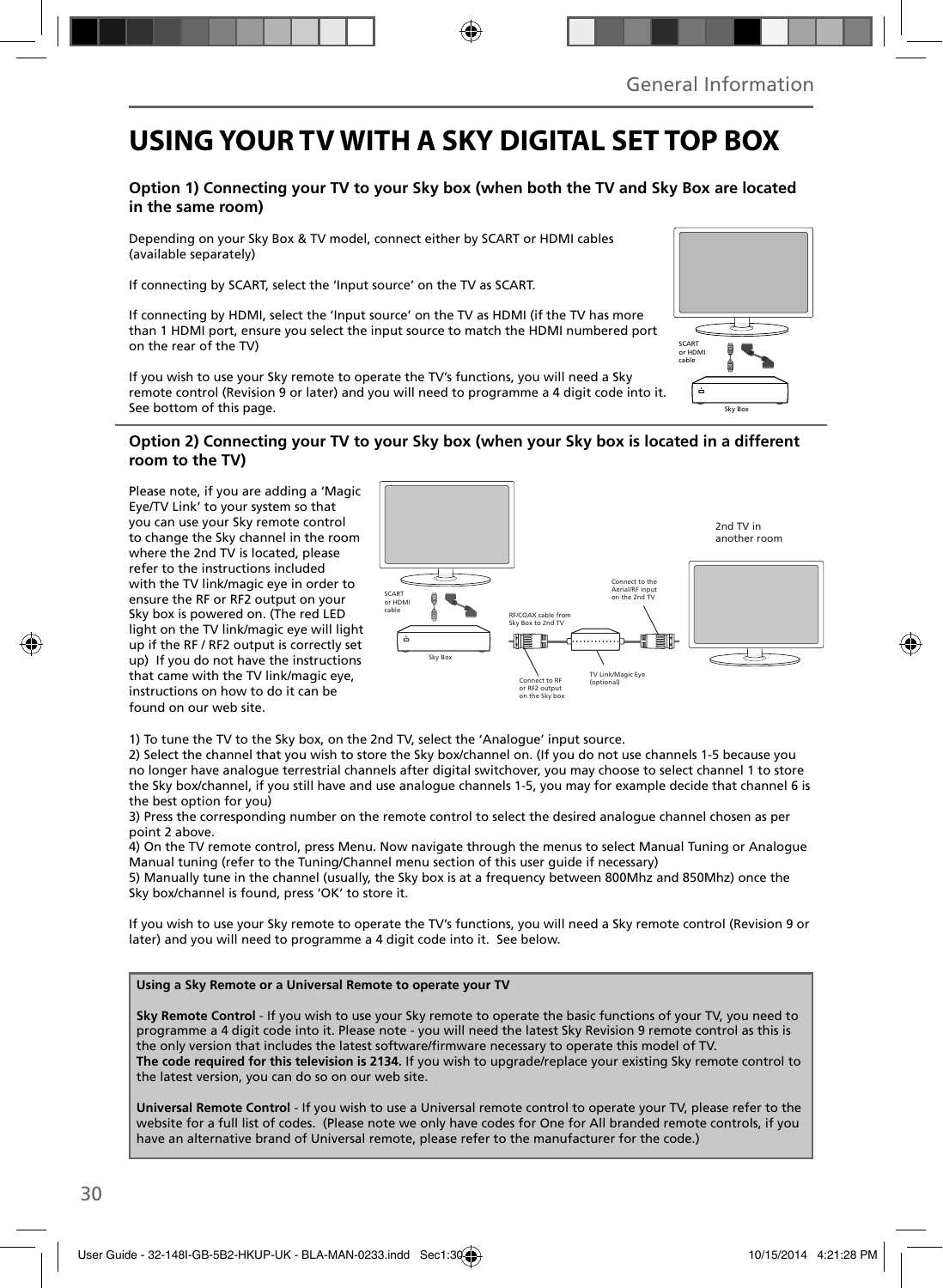# USING YOUR TV WITH A SKY DIGITAL SET TOP BOX

### Option 1) Connecting your TV to your Sky box (when both the TV and Sky Box are located in the same room)

Depending on your Sky Box & TV model, connect either by SCART or HDMI cables (available separately)

If connecting by SCART, select the 'Input source' on the TV as SCART.

If connecting by HDMI, select the 'Input source' on the TV as HDMI (if the TV has more than 1 HDMI port, ensure you select the input source to match the HDMI numbered port on the rear of the TV)

If you wish to use your Sky remote to operate the TV's functions, you will need a Sky remote control (Revision 9 or later) and you will need to programme a 4 digit code into it. See bottom of this page.

SCART or HDMI cable

Sky Box

### Option 2) Connecting your TV to your Sky box (when your Sky box is located in a different room to the TV)

Please note, if you are adding a 'Magic Eye/TV Link' to your system so that you can use your Sky remote control to change the Sky channel in the room where the 2nd TV is located, please refer to the instructions included with the TV link/magic eye in order to ensure the RF or RF2 output on your Sky box is powered on. (The red LED light on the TV link/magic eye will light up if the RF / RF2 output is correctly set up) If you do not have the instructions that came with the TV link/magic eye, instructions on how to do it can be found on our web site.

SCART or HDMI cable

Sky Box

RF/COAX cable from Sky Box to 2nd TV

Connect to the Aerial/RF input on the 2nd TV

2nd TV in another room

Connect to RF or RF2 output on the Sky box

TV Link/Magic Eye (optional)

1) To tune the TV to the Sky box, on the 2nd TV, select the 'Analogue' input source.
2) Select the channel that you wish to store the Sky box/channel on. (If you do not use channels 1-5 because you no longer have analogue terrestrial channels after digital switchover, you may choose to select channel 1 to store the Sky box/channel, if you still have and use analogue channels 1-5, you may for example decide that channel 6 is the best option for you)
3) Press the corresponding number on the remote control to select the desired analogue channel chosen as per point 2 above.
4) On the TV remote control, press Menu. Now navigate through the menus to select Manual Tuning or Analogue Manual tuning (refer to the Tuning/Channel menu section of this user guide if necessary)
5) Manually tune in the channel (usually, the Sky box is at a frequency between 800Mhz and 850Mhz) once the Sky box/channel is found, press 'OK' to store it.

If you wish to use your Sky remote to operate the TV's functions, you will need a Sky remote control (Revision 9 or later) and you will need to programme a 4 digit code into it. See below.

**Using a Sky Remote or a Universal Remote to operate your TV**

**Sky Remote Control** - If you wish to use your Sky remote to operate the basic functions of your TV, you need to programme a 4 digit code into it. Please note - you will need the latest Sky Revision 9 remote control as this is the only version that includes the latest software/firmware necessary to operate this model of TV.
**The code required for this television is 2134.** If you wish to upgrade/replace your existing Sky remote control to the latest version, you can do so on our web site.

**Universal Remote Control** - If you wish to use a Universal remote control to operate your TV, please refer to the website for a full list of codes. (Please note we only have codes for One for All branded remote controls, if you have an alternative brand of Universal remote, please refer to the manufacturer for the code.)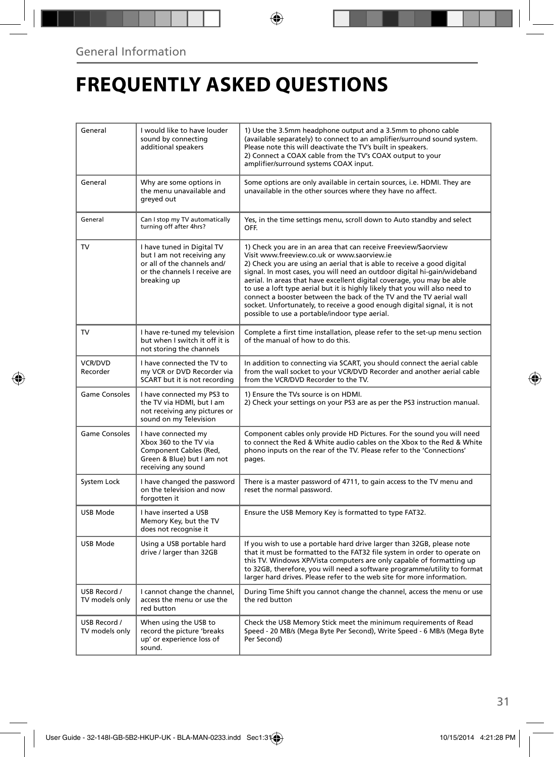General Information

# FREQUENTLY ASKED QUESTIONS

| | | |
|---|---|---|
| General | I would like to have louder sound by connecting additional speakers | 1) Use the 3.5mm headphone output and a 3.5mm to phono cable (available separately) to connect to an amplifier/surround sound system. Please note this will deactivate the TV's built in speakers.<br>2) Connect a COAX cable from the TV's COAX output to your amplifier/surround systems COAX input. |
| General | Why are some options in the menu unavailable and greyed out | Some options are only available in certain sources, i.e. HDMI. They are unavailable in the other sources where they have no affect. |
| General | Can I stop my TV automatically turning off after 4hrs? | Yes, in the time settings menu, scroll down to Auto standby and select OFF. |
| TV | I have tuned in Digital TV but I am not receiving any or all of the channels and/ or the channels I receive are breaking up | 1) Check you are in an area that can receive Freeview/Saorview Visit www.freeview.co.uk or www.saorview.ie<br>2) Check you are using an aerial that is able to receive a good digital signal. In most cases, you will need an outdoor digital hi-gain/wideband aerial. In areas that have excellent digital coverage, you may be able to use a loft type aerial but it is highly likely that you will also need to connect a booster between the back of the TV and the TV aerial wall socket. Unfortunately, to receive a good enough digital signal, it is not possible to use a portable/indoor type aerial. |
| TV | I have re-tuned my television but when I switch it off it is not storing the channels | Complete a first time installation, please refer to the set-up menu section of the manual of how to do this. |
| VCR/DVD Recorder | I have connected the TV to my VCR or DVD Recorder via SCART but it is not recording | In addition to connecting via SCART, you should connect the aerial cable from the wall socket to your VCR/DVD Recorder and another aerial cable from the VCR/DVD Recorder to the TV. |
| Game Consoles | I have connected my PS3 to the TV via HDMI, but I am not receiving any pictures or sound on my Television | 1) Ensure the TVs source is on HDMI.<br>2) Check your settings on your PS3 are as per the PS3 instruction manual. |
| Game Consoles | I have connected my Xbox 360 to the TV via Component Cables (Red, Green & Blue) but I am not receiving any sound | Component cables only provide HD Pictures. For the sound you will need to connect the Red & White audio cables on the Xbox to the Red & White phono inputs on the rear of the TV. Please refer to the 'Connections' pages. |
| System Lock | I have changed the password on the television and now forgotten it | There is a master password of 4711, to gain access to the TV menu and reset the normal password. |
| USB Mode | I have inserted a USB Memory Key, but the TV does not recognise it | Ensure the USB Memory Key is formatted to type FAT32. |
| USB Mode | Using a USB portable hard drive / larger than 32GB | If you wish to use a portable hard drive larger than 32GB, please note that it must be formatted to the FAT32 file system in order to operate on this TV. Windows XP/Vista computers are only capable of formatting up to 32GB, therefore, you will need a software programme/utility to format larger hard drives. Please refer to the web site for more information. |
| USB Record / TV models only | I cannot change the channel, access the menu or use the red button | During Time Shift you cannot change the channel, access the menu or use the red button |
| USB Record / TV models only | When using the USB to record the picture 'breaks up' or experience loss of sound. | Check the USB Memory Stick meet the minimum requirements of Read Speed - 20 MB/s (Mega Byte Per Second), Write Speed - 6 MB/s (Mega Byte Per Second) |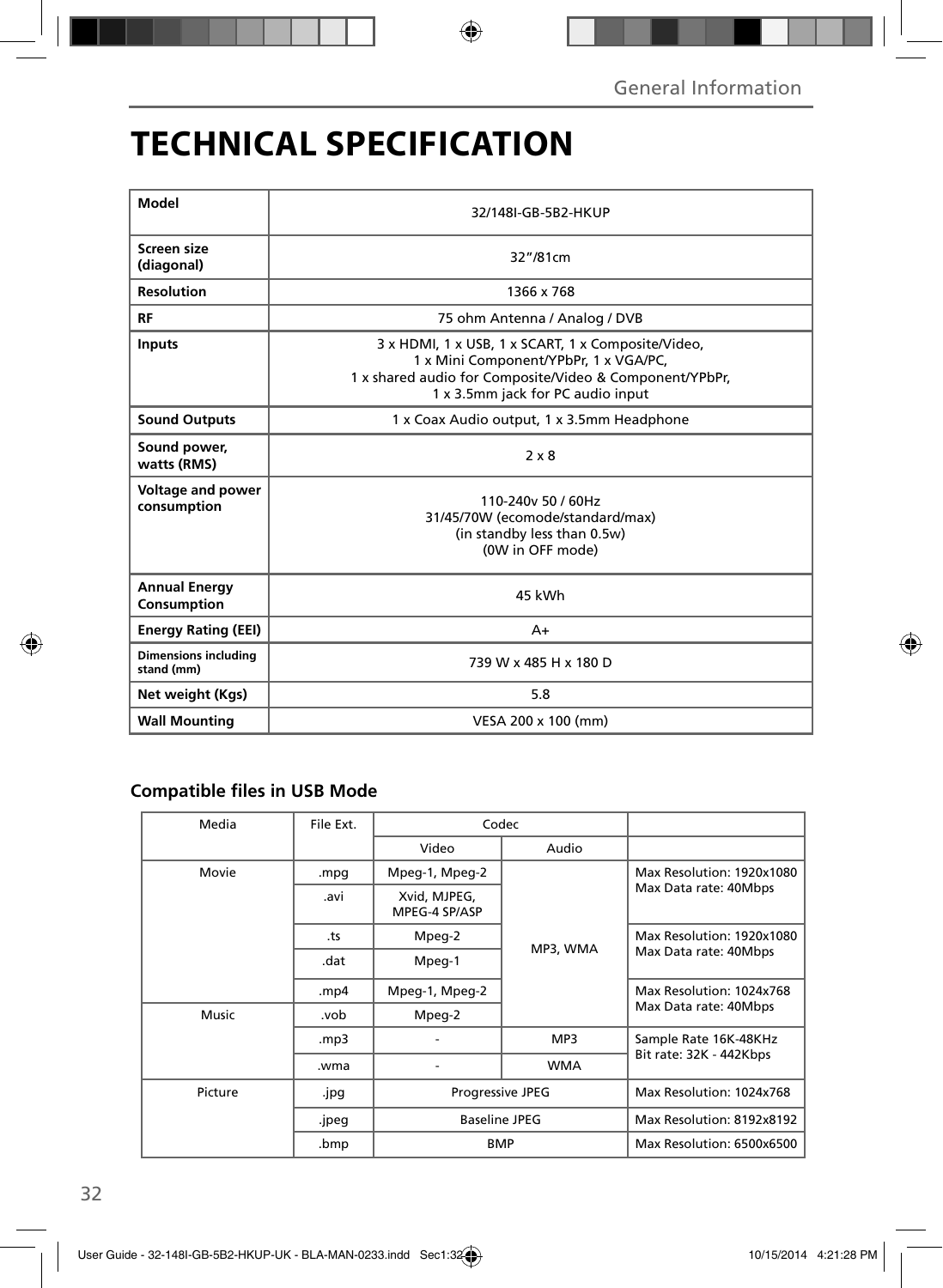# TECHNICAL SPECIFICATION

| Model | 32/148I-GB-5B2-HKUP |
|---|---|
| Screen size (diagonal) | 32"/81cm |
| Resolution | 1366 x 768 |
| RF | 75 ohm Antenna / Analog / DVB |
| Inputs | 3 x HDMI, 1 x USB, 1 x SCART, 1 x Composite/Video,<br>1 x Mini Component/YPbPr, 1 x VGA/PC,<br>1 x shared audio for Composite/Video & Component/YPbPr,<br>1 x 3.5mm jack for PC audio input |
| Sound Outputs | 1 x Coax Audio output, 1 x 3.5mm Headphone |
| Sound power, watts (RMS) | 2 x 8 |
| Voltage and power consumption | 110-240v 50 / 60Hz<br>31/45/70W (ecomode/standard/max)<br>(in standby less than 0.5w)<br>(0W in OFF mode) |
| Annual Energy Consumption | 45 kWh |
| Energy Rating (EEI) | A+ |
| Dimensions including stand (mm) | 739 W x 485 H x 180 D |
| Net weight (Kgs) | 5.8 |
| Wall Mounting | VESA 200 x 100 (mm) |

## Compatible files in USB Mode

| Media | File Ext. | Codec | | |
|---|---|---|---|---|
| | | Video | Audio | |
| Movie | .mpg | Mpeg-1, Mpeg-2 | MP3, WMA | Max Resolution: 1920x1080<br>Max Data rate: 40Mbps |
| | .avi | Xvid, MJPEG, MPEG-4 SP/ASP | | |
| | .ts | Mpeg-2 | | Max Resolution: 1920x1080<br>Max Data rate: 40Mbps |
| | .dat | Mpeg-1 | | |
| | .mp4 | Mpeg-1, Mpeg-2 | | Max Resolution: 1024x768<br>Max Data rate: 40Mbps |
| Music | .vob | Mpeg-2 | | |
| | .mp3 | - | MP3 | Sample Rate 16K-48KHz<br>Bit rate: 32K - 442Kbps |
| | .wma | - | WMA | |
| Picture | .jpg | Progressive JPEG | | Max Resolution: 1024x768 |
| | .jpeg | Baseline JPEG | | Max Resolution: 8192x8192 |
| | .bmp | BMP | | Max Resolution: 6500x6500 |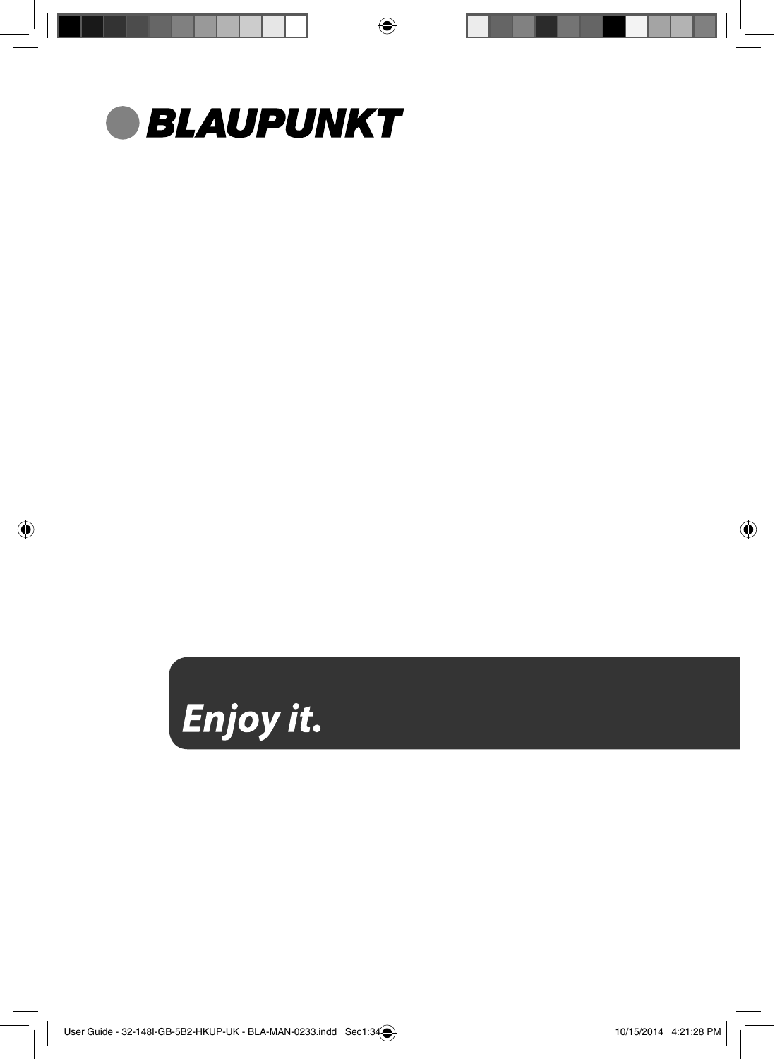BLAUPUNKT

Enjoy it.